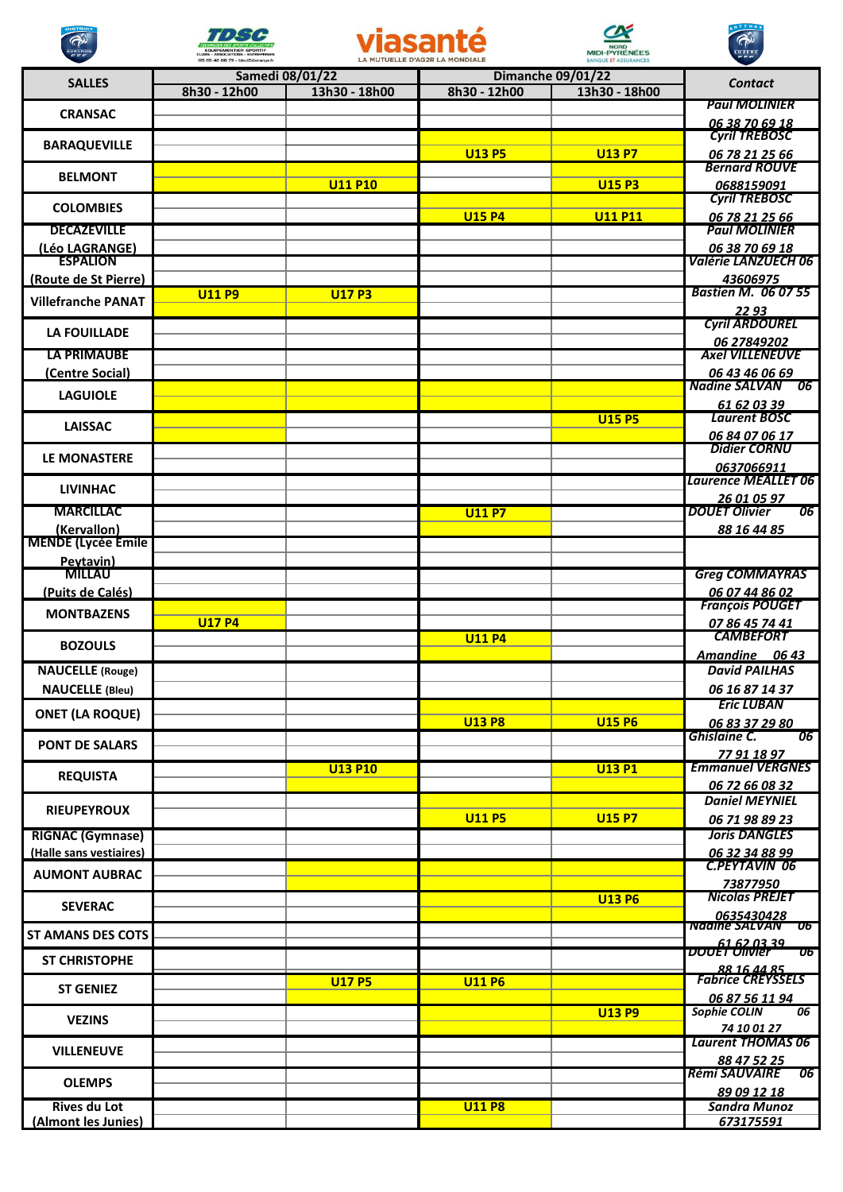| SALLES | Samedi 08/01/22 | | Dimanche 09/01/22 | | Contact |
|---|---|---|---|---|---|
| | 8h30 - 12h00 | 13h30 - 18h00 | 8h30 - 12h00 | 13h30 - 18h00 | |
| CRANSAC | | | | | Paul MOLINIER 06 38 70 69 18 |
| BARAQUEVILLE | | | U13 P5 | U13 P7 | Cyril TREBOSC 06 78 21 25 66 |
| BELMONT | | U11 P10 | | U15 P3 | Bernard ROUVE 0688159091 |
| COLOMBIES | | | U15 P4 | U11 P11 | Cyril TREBOSC 06 78 21 25 66 |
| DECAZEVILLE (Léo LAGRANGE) | | | | | Paul MOLINIER 06 38 70 69 18 |
| ESPALION (Route de St Pierre) | | | | | Valérie LANZUECH 06 43606975 |
| Villefranche PANAT | U11 P9 | U17 P3 | | | Bastien M. 06 07 55 22 93 |
| LA FOUILLADE | | | | | Cyril ARDOUREL 06 27849202 |
| LA PRIMAUBE (Centre Social) | | | | | Axel VILLENEUVE 06 43 46 06 69 |
| LAGUIOLE | | | | | Nadine SALVAN 06 61 62 03 39 |
| LAISSAC | | | | U15 P5 | Laurent BOSC 06 84 07 06 17 |
| LE MONASTERE | | | | | Didier CORNU 0637066911 |
| LIVINHAC | | | | | Laurence MEALLET 06 26 01 05 97 |
| MARCILLAC (Kervallon) | | | U11 P7 | | DOUET Olivier 06 88 16 44 85 |
| MENDE (Lycée Emile Peytavin) | | | | | |
| MILLAU (Puits de Calés) | | | | | Greg COMMAYRAS 06 07 44 86 02 |
| MONTBAZENS | U17 P4 | | | | François POUGET 07 86 45 74 41 |
| BOZOULS | | | U11 P4 | | CAMBEFORT Amandine 06 43 |
| NAUCELLE (Rouge) NAUCELLE (Bleu) | | | | | David PAILHAS 06 16 87 14 37 |
| ONET (LA ROQUE) | | | U13 P8 | U15 P6 | Eric LUBAN 06 83 37 29 80 |
| PONT DE SALARS | | | | | Ghislaine C. 06 77 91 18 97 |
| REQUISTA | | U13 P10 | | U13 P1 | Emmanuel VERGNES 06 72 66 08 32 |
| RIEUPEYROUX | | | U11 P5 | U15 P7 | Daniel MEYNIEL 06 71 98 89 23 |
| RIGNAC (Gymnase) (Halle sans vestiaires) | | | | | Joris DANGLES 06 32 34 88 99 |
| AUMONT AUBRAC | | | | | C.PEYTAVIN 06 73877950 |
| SEVERAC | | | | U13 P6 | Nicolas PREJET 0635430428 |
| ST AMANS DES COTS | | | | | Nadine SALVAN 06 61 62 03 39 |
| ST CHRISTOPHE | | | | | DOUET Olivier 06 88 16 44 85 |
| ST GENIEZ | | U17 P5 | U11 P6 | | Fabrice CREYSSELS 06 87 56 11 94 |
| VEZINS | | | | U13 P9 | Sophie COLIN 06 74 10 01 27 |
| VILLENEUVE | | | | | Laurent THOMAS 06 88 47 52 25 |
| OLEMPS | | | | | Rémi SAUVAIRE 06 89 09 12 18 |
| Rives du Lot (Almont les Junies) | | | U11 P8 | | Sandra Munoz 673175591 |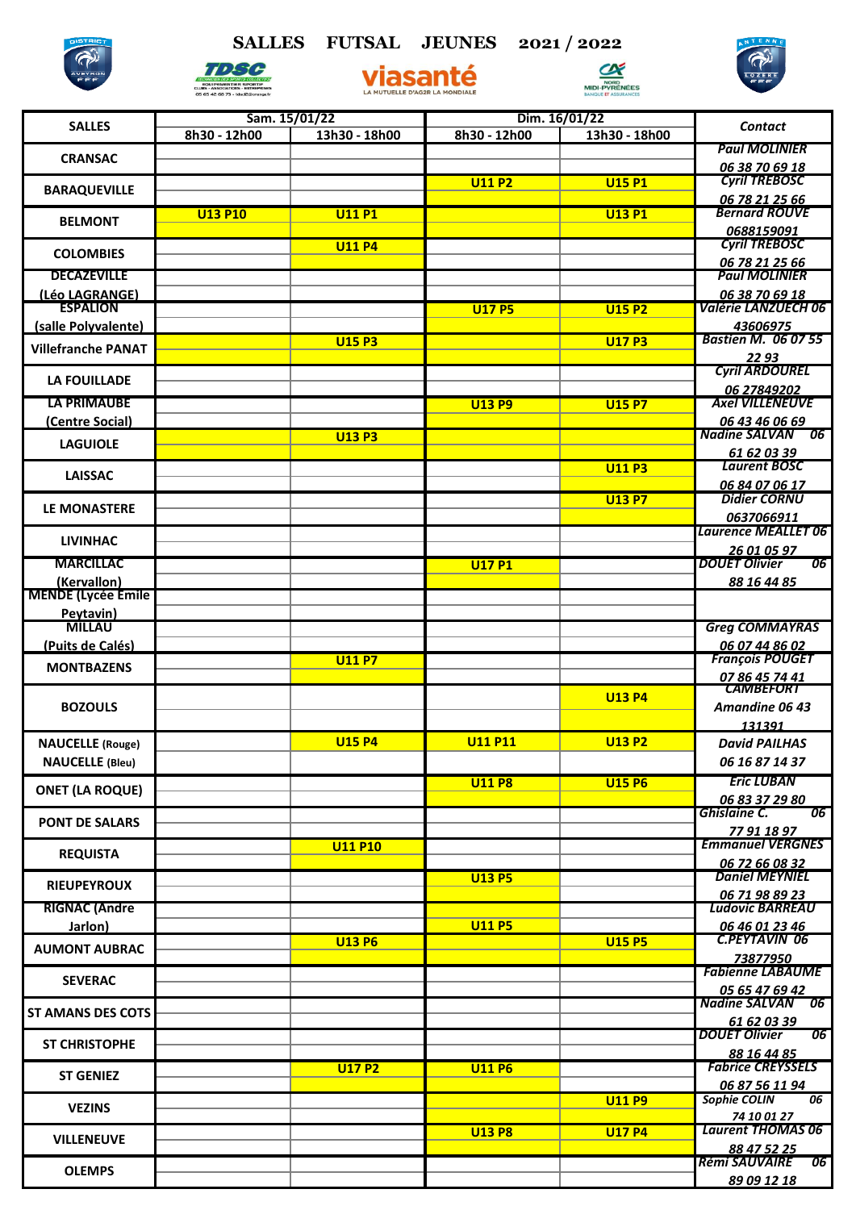# SALLES FUTSAL JEUNES 2021 / 2022

| SALLES | Sam. 15/01/22 | | Dim. 16/01/22 | | Contact |
|---|---|---|---|---|---|
| | 8h30 - 12h00 | 13h30 - 18h00 | 8h30 - 12h00 | 13h30 - 18h00 | |
| CRANSAC | | | | | Paul MOLINIER 06 38 70 69 18 |
| BARAQUEVILLE | | | U11 P2 | U15 P1 | Cyril TREBOSC 06 78 21 25 66 |
| BELMONT | U13 P10 | U11 P1 | | U13 P1 | Bernard ROUVE 0688159091 |
| COLOMBIES | | U11 P4 | | | Cyril TREBOSC 06 78 21 25 66 |
| DECAZEVILLE (Léo LAGRANGE) | | | | | Paul MOLINIER 06 38 70 69 18 |
| ESPALION (salle Polyvalente) | | | U17 P5 | U15 P2 | Valérie LANZUECH 06 43606975 |
| Villefranche PANAT | | U15 P3 | | U17 P3 | Bastien M. 06 07 55 22 93 |
| LA FOUILLADE | | | | | Cyril ARDOUREL 06 27849202 |
| LA PRIMAUBE (Centre Social) | | | U13 P9 | U15 P7 | Axel VILLENEUVE 06 43 46 06 69 |
| LAGUIOLE | | U13 P3 | | | Nadine SALVAN 06 61 62 03 39 |
| LAISSAC | | | | U11 P3 | Laurent BOSC 06 84 07 06 17 |
| LE MONASTERE | | | | U13 P7 | Didier CORNU 0637066911 |
| LIVINHAC | | | | | Laurence MEALLET 06 26 01 05 97 |
| MARCILLAC (Kervallon) | | | U17 P1 | | DOUET Olivier 06 88 16 44 85 |
| MENDE (Lycée Emile Peytavin) | | | | | |
| MILLAU (Puits de Calés) | | | | | Greg COMMAYRAS 06 07 44 86 02 |
| MONTBAZENS | | U11 P7 | | | François POUGET 07 86 45 74 41 |
| BOZOULS | | | | U13 P4 | CAMBEFORT Amandine 06 43 131391 |
| NAUCELLE (Rouge) | | U15 P4 | U11 P11 | U13 P2 | David PAILHAS |
| NAUCELLE (Bleu) | | | | | 06 16 87 14 37 |
| ONET (LA ROQUE) | | | U11 P8 | U15 P6 | Eric LUBAN 06 83 37 29 80 |
| PONT DE SALARS | | | | | Ghislaine C. 06 77 91 18 97 |
| REQUISTA | | U11 P10 | | | Emmanuel VERGNES 06 72 66 08 32 |
| RIEUPEYROUX | | | U13 P5 | | Daniel MEYNIEL 06 71 98 89 23 |
| RIGNAC (Andre Jarlon) | | | U11 P5 | | Ludovic BARREAU 06 46 01 23 46 |
| AUMONT AUBRAC | | U13 P6 | | U15 P5 | C.PEYTAVIN 06 73877950 |
| SEVERAC | | | | | Fabienne LABAUME 05 65 47 69 42 |
| ST AMANS DES COTS | | | | | Nadine SALVAN 06 61 62 03 39 |
| ST CHRISTOPHE | | | | | DOUET Olivier 06 88 16 44 85 |
| ST GENIEZ | | U17 P2 | U11 P6 | | Fabrice CREYSSELS 06 87 56 11 94 |
| VEZINS | | | | U11 P9 | Sophie COLIN 06 74 10 01 27 |
| VILLENEUVE | | | U13 P8 | U17 P4 | Laurent THOMAS 06 88 47 52 25 |
| OLEMPS | | | | | Rémi SAUVAIRE 06 89 09 12 18 |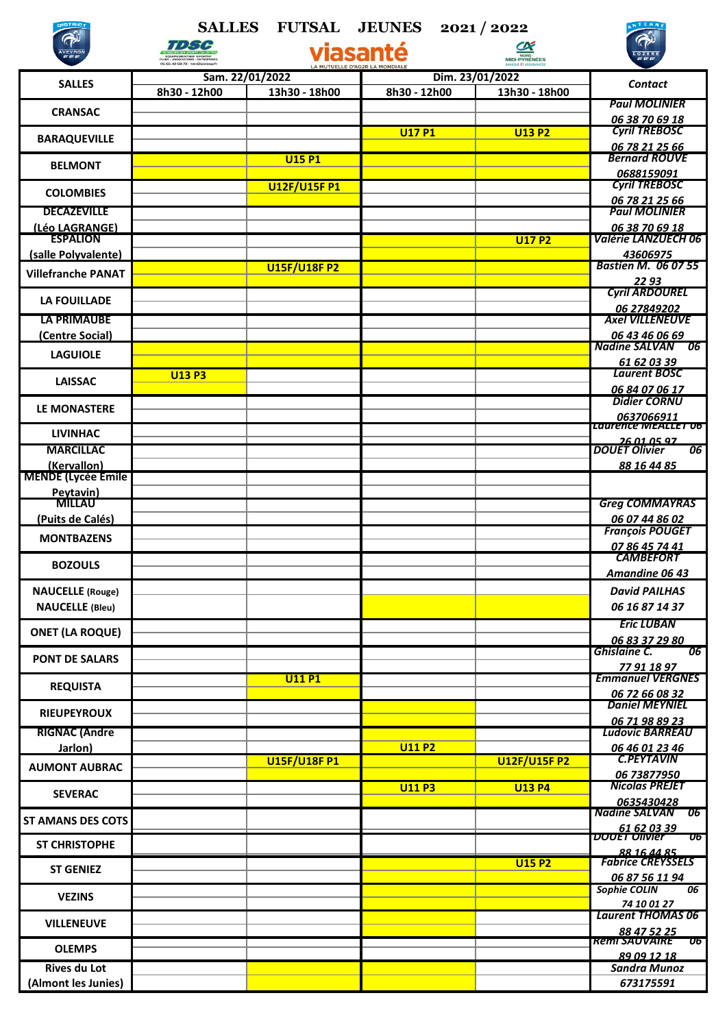# SALLES FUTSAL JEUNES 2021 / 2022

| SALLES | Sam. 22/01/2022 | | Dim. 23/01/2022 | | Contact |
|---|---|---|---|---|---|
| | 8h30 - 12h00 | 13h30 - 18h00 | 8h30 - 12h00 | 13h30 - 18h00 | |
| CRANSAC | | | | | Paul MOLINIER 06 38 70 69 18 |
| BARAQUEVILLE | | | U17 P1 | U13 P2 | Cyril TREBOSC 06 78 21 25 66 |
| BELMONT | | U15 P1 | | | Bernard ROUVE 0688159091 |
| COLOMBIES | | U12F/U15F P1 | | | Cyril TREBOSC 06 78 21 25 66 |
| DECAZEVILLE (Léo LAGRANGE) | | | | | Paul MOLINIER 06 38 70 69 18 |
| ESPALION (salle Polyvalente) | | | | U17 P2 | Valérie LANZUECH 06 43606975 |
| Villefranche PANAT | | U15F/U18F P2 | | | Bastien M. 06 07 55 22 93 |
| LA FOUILLADE | | | | | Cyril ARDOUREL 06 27849202 |
| LA PRIMAUBE (Centre Social) | | | | | Axel VILLENEUVE 06 43 46 06 69 |
| LAGUIOLE | | | | | Nadine SALVAN 06 61 62 03 39 |
| LAISSAC | U13 P3 | | | | Laurent BOSC 06 84 07 06 17 |
| LE MONASTERE | | | | | Didier CORNU 0637066911 |
| LIVINHAC | | | | | Laurence MEALLET 06 26 01 05 97 |
| MARCILLAC (Kervallon) | | | | | DOUET Olivier 06 88 16 44 85 |
| MENDE (Lycée Emile Peytavin) | | | | | |
| MILLAU (Puits de Calés) | | | | | Greg COMMAYRAS 06 07 44 86 02 |
| MONTBAZENS | | | | | François POUGET 07 86 45 74 41 |
| BOZOULS | | | | | CAMBEFORT Amandine 06 43 |
| NAUCELLE (Rouge) NAUCELLE (Bleu) | | | | | David PAILHAS 06 16 87 14 37 |
| ONET (LA ROQUE) | | | | | Eric LUBAN 06 83 37 29 80 |
| PONT DE SALARS | | | | | Ghislaine C. 06 77 91 18 97 |
| REQUISTA | | U11 P1 | | | Emmanuel VERGNES 06 72 66 08 32 |
| RIEUPEYROUX | | | | | Daniel MEYNIEL 06 71 98 89 23 |
| RIGNAC (Andre Jarlon) | | | U11 P2 | | Ludovic BARREAU 06 46 01 23 46 |
| AUMONT AUBRAC | | U15F/U18F P1 | | U12F/U15F P2 | C.PEYTAVIN 06 73877950 |
| SEVERAC | | | U11 P3 | U13 P4 | Nicolas PREJET 0635430428 |
| ST AMANS DES COTS | | | | | Nadine SALVAN 06 61 62 03 39 |
| ST CHRISTOPHE | | | | | DOUET Olivier 06 88 16 44 85 |
| ST GENIEZ | | | | U15 P2 | Fabrice CREYSSELS 06 87 56 11 94 |
| VEZINS | | | | | Sophie COLIN 06 74 10 01 27 |
| VILLENEUVE | | | | | Laurent THOMAS 06 88 47 52 25 |
| OLEMPS | | | | | Remi SAUVAIRE 06 89 09 12 18 |
| Rives du Lot (Almont les Junies) | | | | | Sandra Munoz 673175591 |